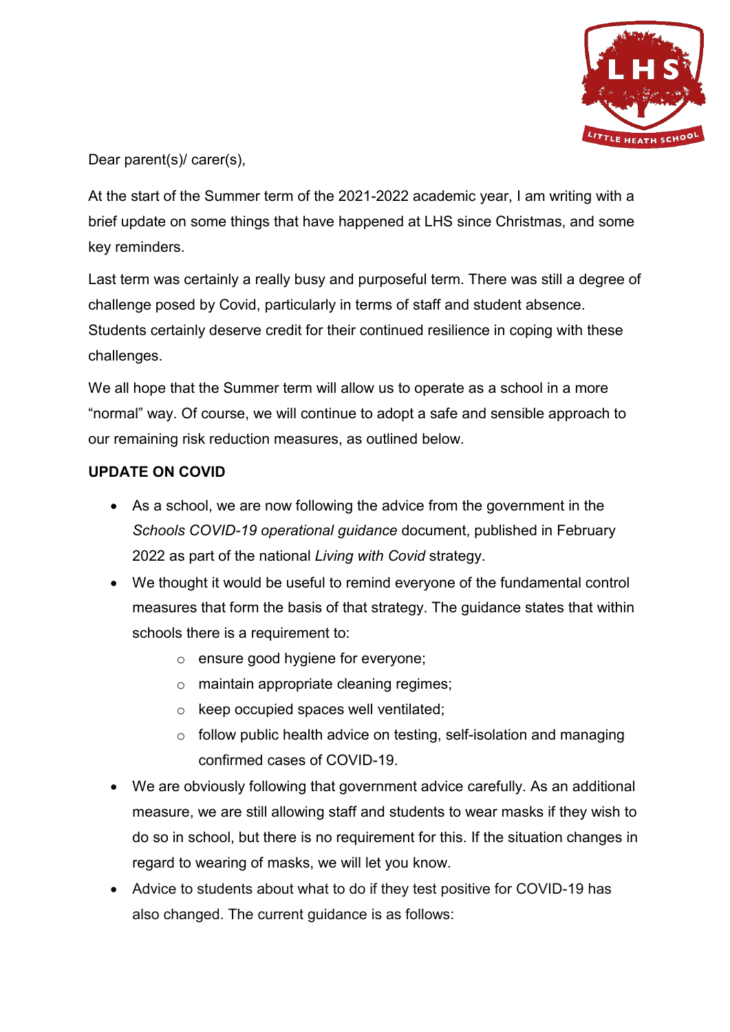Dear parent(s)/ carer(s),

At the start of the Summer term of the 2021-2022 academic year, I am writing with a brief update on some things that have happened at LHS since Christmas, and some key reminders.

Last term was certainly a really busy and purposeful term. There was still a degree of challenge posed by Covid, particularly in terms of staff and student absence. Students certainly deserve credit for their continued resilience in coping with these challenges.

We all hope that the Summer term will allow us to operate as a school in a more "normal" way. Of course, we will continue to adopt a safe and sensible approach to our remaining risk reduction measures, as outlined below.

**UPDATE ON COVID**

- As a school, we are now following the advice from the government in the *Schools COVID-19 operational guidance* document, published in February 2022 as part of the national *Living with Covid* strategy.
- We thought it would be useful to remind everyone of the fundamental control measures that form the basis of that strategy. The guidance states that within schools there is a requirement to:
  - ensure good hygiene for everyone;
  - maintain appropriate cleaning regimes;
  - keep occupied spaces well ventilated;
  - follow public health advice on testing, self-isolation and managing confirmed cases of COVID-19.
- We are obviously following that government advice carefully. As an additional measure, we are still allowing staff and students to wear masks if they wish to do so in school, but there is no requirement for this. If the situation changes in regard to wearing of masks, we will let you know.
- Advice to students about what to do if they test positive for COVID-19 has also changed. The current guidance is as follows: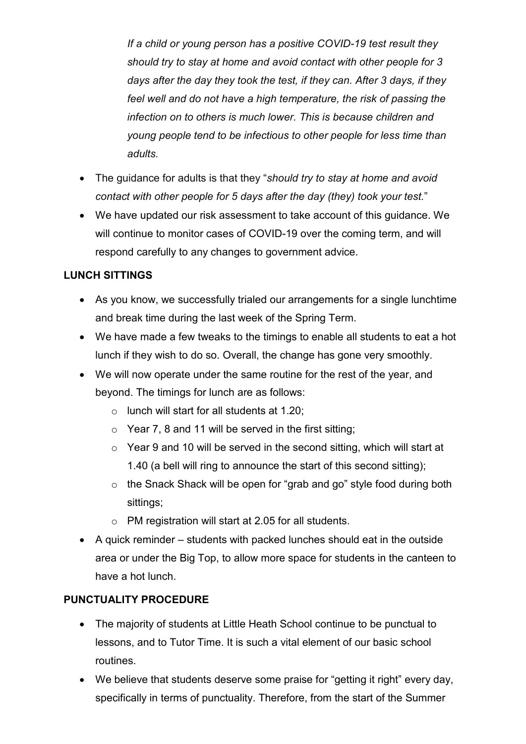*If a child or young person has a positive COVID-19 test result they should try to stay at home and avoid contact with other people for 3 days after the day they took the test, if they can. After 3 days, if they feel well and do not have a high temperature, the risk of passing the infection on to others is much lower. This is because children and young people tend to be infectious to other people for less time than adults.*

- The guidance for adults is that they "*should try to stay at home and avoid contact with other people for 5 days after the day (they) took your test.*"
- We have updated our risk assessment to take account of this guidance. We will continue to monitor cases of COVID-19 over the coming term, and will respond carefully to any changes to government advice.

**LUNCH SITTINGS**

- As you know, we successfully trialed our arrangements for a single lunchtime and break time during the last week of the Spring Term.
- We have made a few tweaks to the timings to enable all students to eat a hot lunch if they wish to do so. Overall, the change has gone very smoothly.
- We will now operate under the same routine for the rest of the year, and beyond. The timings for lunch are as follows:
  - lunch will start for all students at 1.20;
  - Year 7, 8 and 11 will be served in the first sitting;
  - Year 9 and 10 will be served in the second sitting, which will start at 1.40 (a bell will ring to announce the start of this second sitting);
  - the Snack Shack will be open for "grab and go" style food during both sittings;
  - PM registration will start at 2.05 for all students.
- A quick reminder – students with packed lunches should eat in the outside area or under the Big Top, to allow more space for students in the canteen to have a hot lunch.

**PUNCTUALITY PROCEDURE**

- The majority of students at Little Heath School continue to be punctual to lessons, and to Tutor Time. It is such a vital element of our basic school routines.
- We believe that students deserve some praise for "getting it right" every day, specifically in terms of punctuality. Therefore, from the start of the Summer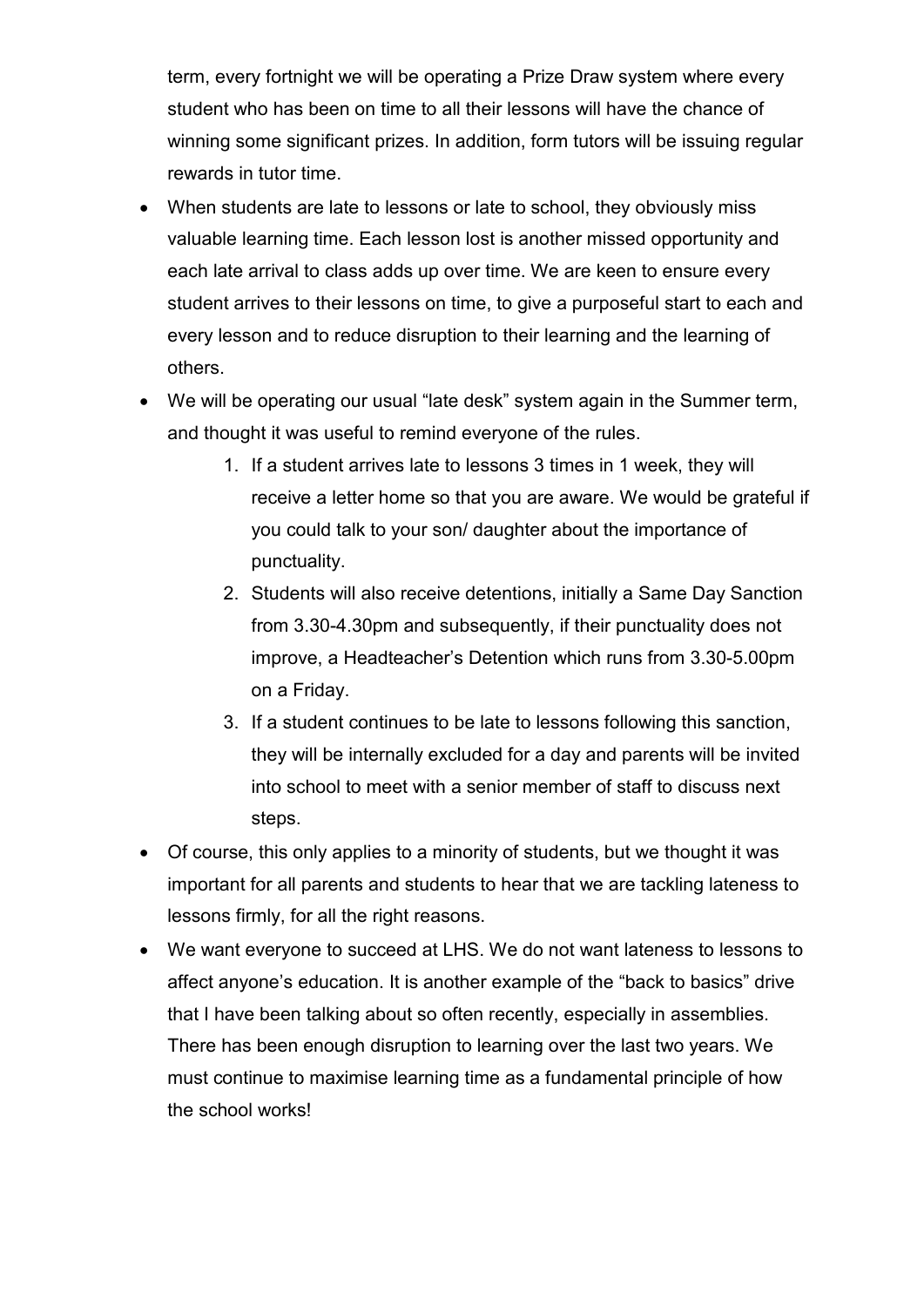term, every fortnight we will be operating a Prize Draw system where every student who has been on time to all their lessons will have the chance of winning some significant prizes. In addition, form tutors will be issuing regular rewards in tutor time.

- When students are late to lessons or late to school, they obviously miss valuable learning time. Each lesson lost is another missed opportunity and each late arrival to class adds up over time. We are keen to ensure every student arrives to their lessons on time, to give a purposeful start to each and every lesson and to reduce disruption to their learning and the learning of others.
- We will be operating our usual "late desk" system again in the Summer term, and thought it was useful to remind everyone of the rules.
    1. If a student arrives late to lessons 3 times in 1 week, they will receive a letter home so that you are aware. We would be grateful if you could talk to your son/ daughter about the importance of punctuality.
    2. Students will also receive detentions, initially a Same Day Sanction from 3.30-4.30pm and subsequently, if their punctuality does not improve, a Headteacher's Detention which runs from 3.30-5.00pm on a Friday.
    3. If a student continues to be late to lessons following this sanction, they will be internally excluded for a day and parents will be invited into school to meet with a senior member of staff to discuss next steps.
- Of course, this only applies to a minority of students, but we thought it was important for all parents and students to hear that we are tackling lateness to lessons firmly, for all the right reasons.
- We want everyone to succeed at LHS. We do not want lateness to lessons to affect anyone's education. It is another example of the "back to basics" drive that I have been talking about so often recently, especially in assemblies. There has been enough disruption to learning over the last two years. We must continue to maximise learning time as a fundamental principle of how the school works!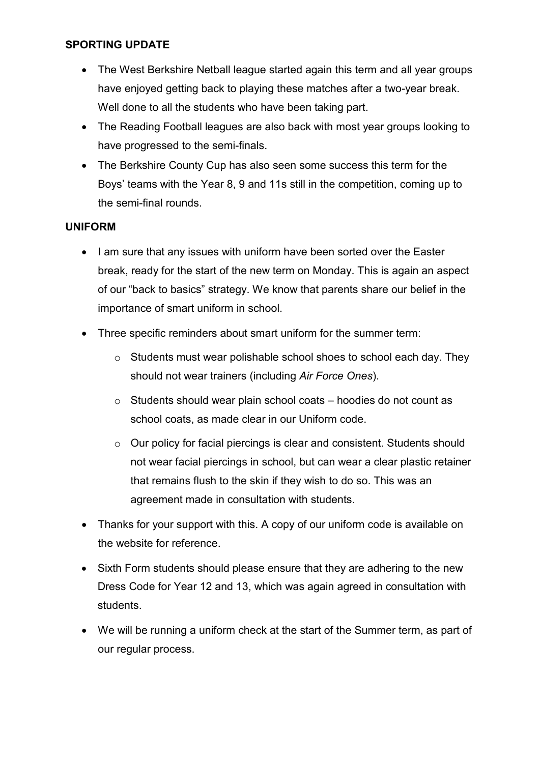**SPORTING UPDATE**

- The West Berkshire Netball league started again this term and all year groups have enjoyed getting back to playing these matches after a two-year break. Well done to all the students who have been taking part.
- The Reading Football leagues are also back with most year groups looking to have progressed to the semi-finals.
- The Berkshire County Cup has also seen some success this term for the Boys' teams with the Year 8, 9 and 11s still in the competition, coming up to the semi-final rounds.

**UNIFORM**

- I am sure that any issues with uniform have been sorted over the Easter break, ready for the start of the new term on Monday. This is again an aspect of our "back to basics" strategy. We know that parents share our belief in the importance of smart uniform in school.
- Three specific reminders about smart uniform for the summer term:
  - Students must wear polishable school shoes to school each day. They should not wear trainers (including *Air Force Ones*).
  - Students should wear plain school coats – hoodies do not count as school coats, as made clear in our Uniform code.
  - Our policy for facial piercings is clear and consistent. Students should not wear facial piercings in school, but can wear a clear plastic retainer that remains flush to the skin if they wish to do so. This was an agreement made in consultation with students.
- Thanks for your support with this. A copy of our uniform code is available on the website for reference.
- Sixth Form students should please ensure that they are adhering to the new Dress Code for Year 12 and 13, which was again agreed in consultation with students.
- We will be running a uniform check at the start of the Summer term, as part of our regular process.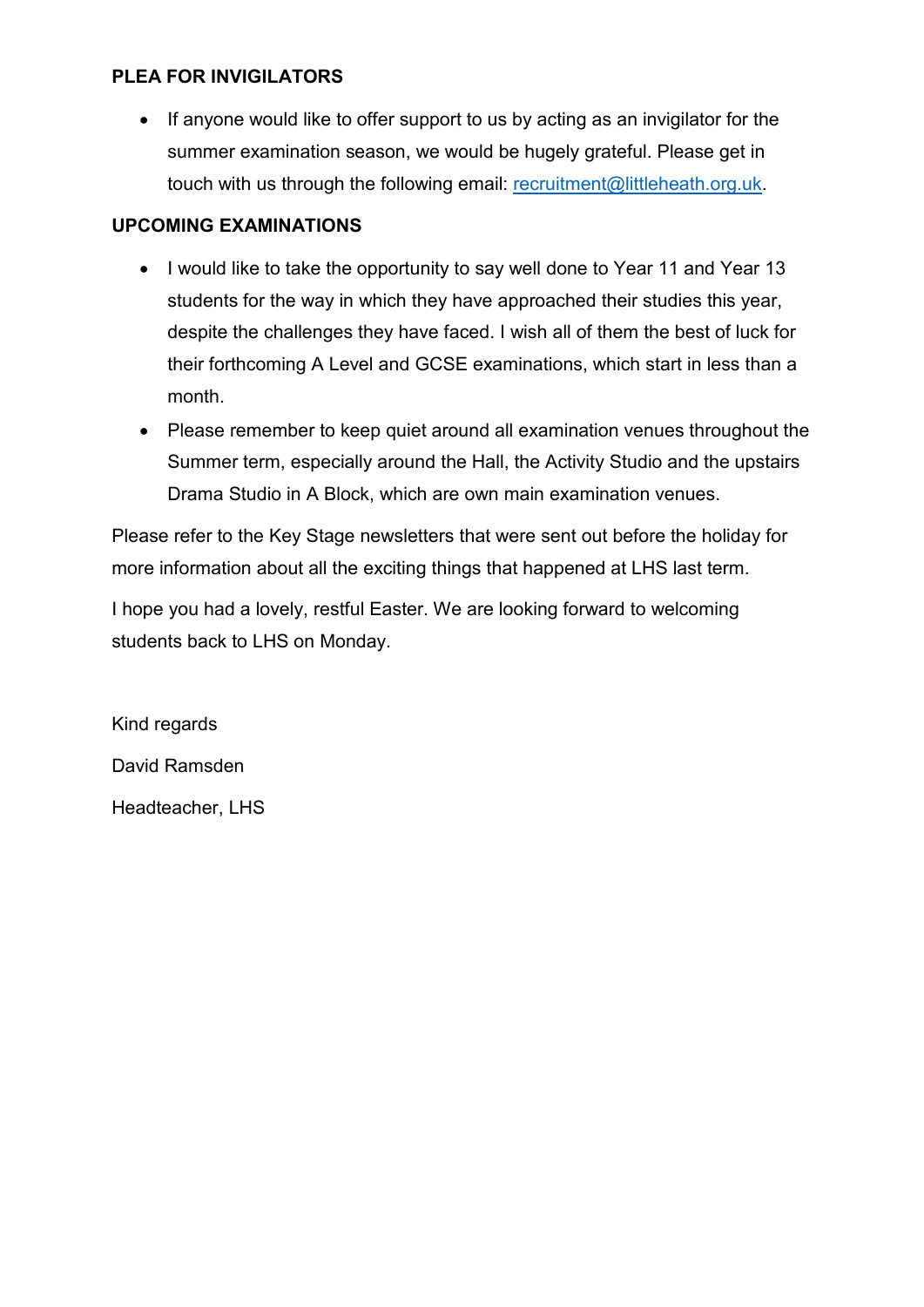**PLEA FOR INVIGILATORS**

- If anyone would like to offer support to us by acting as an invigilator for the summer examination season, we would be hugely grateful. Please get in touch with us through the following email: recruitment@littleheath.org.uk.

**UPCOMING EXAMINATIONS**

- I would like to take the opportunity to say well done to Year 11 and Year 13 students for the way in which they have approached their studies this year, despite the challenges they have faced. I wish all of them the best of luck for their forthcoming A Level and GCSE examinations, which start in less than a month.
- Please remember to keep quiet around all examination venues throughout the Summer term, especially around the Hall, the Activity Studio and the upstairs Drama Studio in A Block, which are own main examination venues.

Please refer to the Key Stage newsletters that were sent out before the holiday for more information about all the exciting things that happened at LHS last term.

I hope you had a lovely, restful Easter. We are looking forward to welcoming students back to LHS on Monday.

Kind regards

David Ramsden

Headteacher, LHS